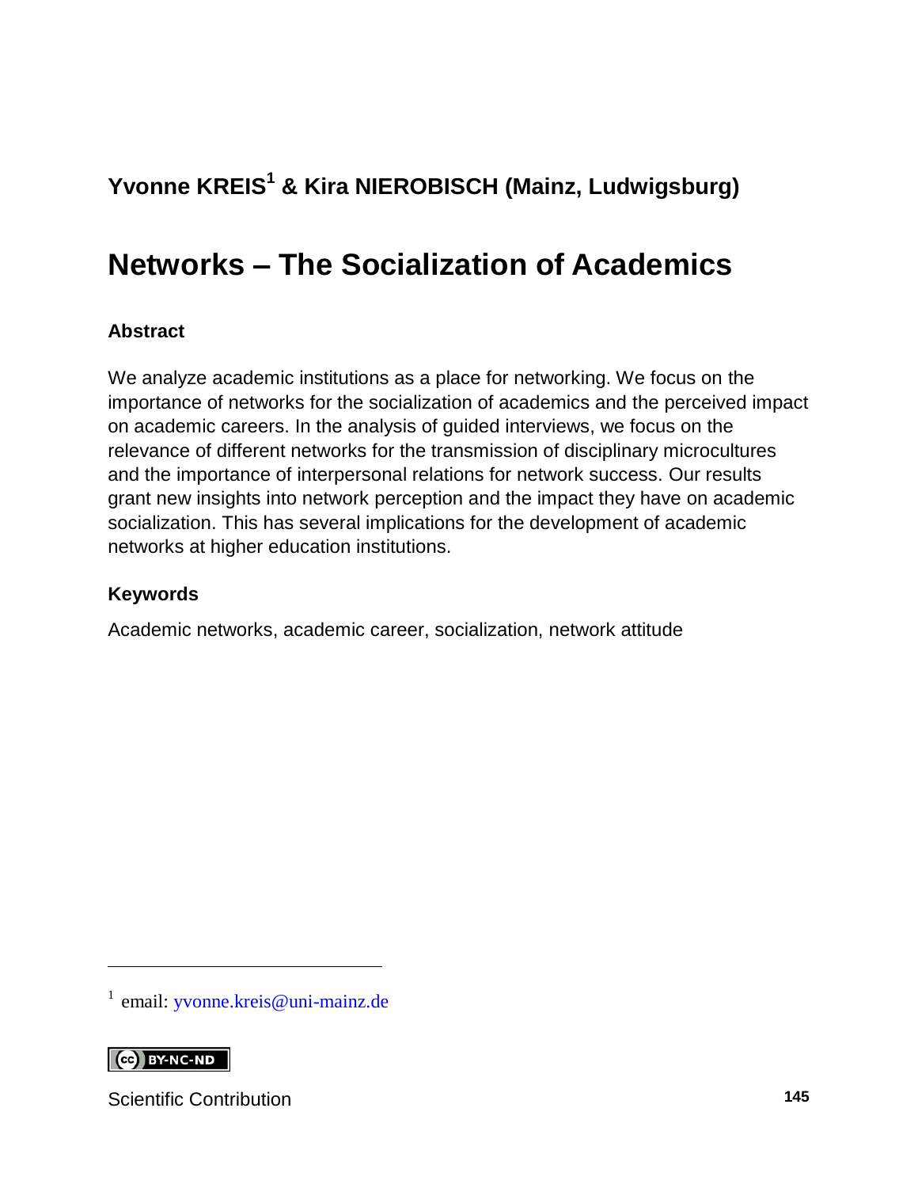**Yvonne KREIS[1] & Kira NIEROBISCH (Mainz, Ludwigsburg)**

# Networks – The Socialization of Academics

### Abstract

We analyze academic institutions as a place for networking. We focus on the importance of networks for the socialization of academics and the perceived impact on academic careers. In the analysis of guided interviews, we focus on the relevance of different networks for the transmission of disciplinary microcultures and the importance of interpersonal relations for network success. Our results grant new insights into network perception and the impact they have on academic socialization. This has several implications for the development of academic networks at higher education institutions.

### Keywords

Academic networks, academic career, socialization, network attitude

[1] email: yvonne.kreis@uni-mainz.de

BY-NC-ND

Scientific Contribution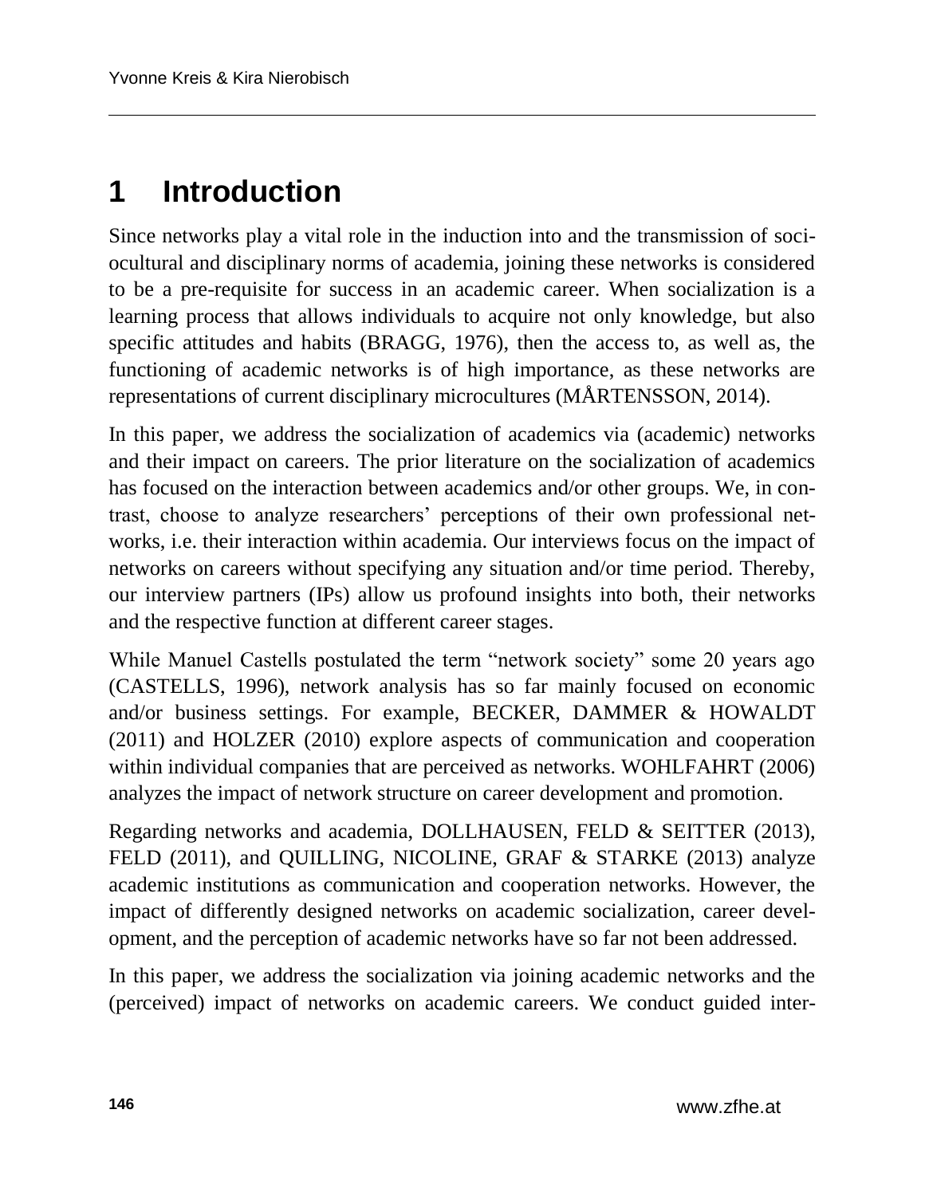# 1 Introduction

Since networks play a vital role in the induction into and the transmission of sociocultural and disciplinary norms of academia, joining these networks is considered to be a pre-requisite for success in an academic career. When socialization is a learning process that allows individuals to acquire not only knowledge, but also specific attitudes and habits (BRAGG, 1976), then the access to, as well as, the functioning of academic networks is of high importance, as these networks are representations of current disciplinary microcultures (MÅRTENSSON, 2014).

In this paper, we address the socialization of academics via (academic) networks and their impact on careers. The prior literature on the socialization of academics has focused on the interaction between academics and/or other groups. We, in contrast, choose to analyze researchers' perceptions of their own professional networks, i.e. their interaction within academia. Our interviews focus on the impact of networks on careers without specifying any situation and/or time period. Thereby, our interview partners (IPs) allow us profound insights into both, their networks and the respective function at different career stages.

While Manuel Castells postulated the term "network society" some 20 years ago (CASTELLS, 1996), network analysis has so far mainly focused on economic and/or business settings. For example, BECKER, DAMMER & HOWALDT (2011) and HOLZER (2010) explore aspects of communication and cooperation within individual companies that are perceived as networks. WOHLFAHRT (2006) analyzes the impact of network structure on career development and promotion.

Regarding networks and academia, DOLLHAUSEN, FELD & SEITTER (2013), FELD (2011), and QUILLING, NICOLINE, GRAF & STARKE (2013) analyze academic institutions as communication and cooperation networks. However, the impact of differently designed networks on academic socialization, career development, and the perception of academic networks have so far not been addressed.

In this paper, we address the socialization via joining academic networks and the (perceived) impact of networks on academic careers. We conduct guided inter-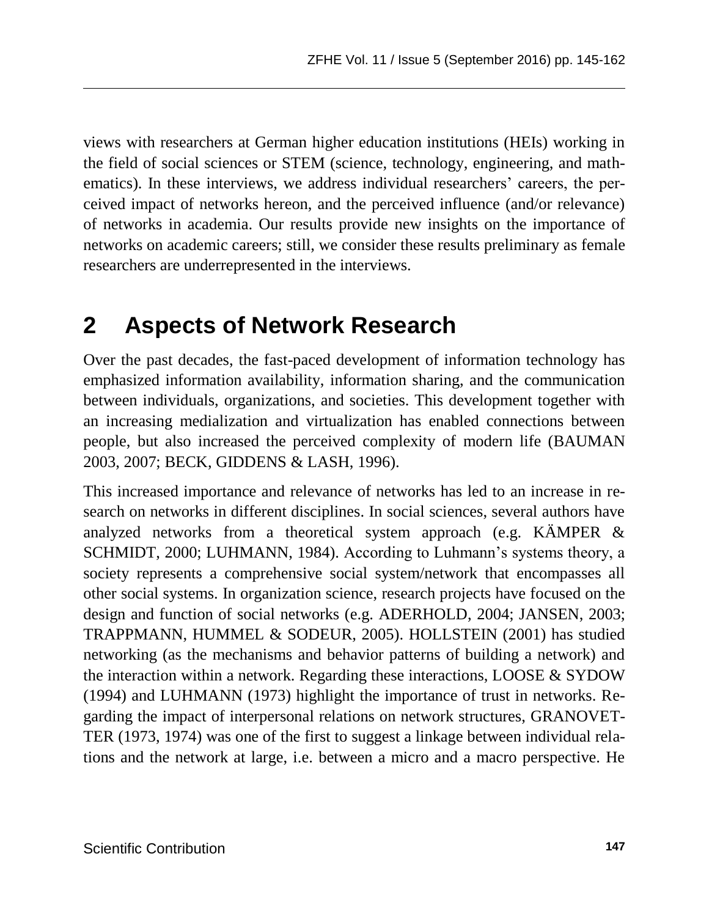views with researchers at German higher education institutions (HEIs) working in the field of social sciences or STEM (science, technology, engineering, and mathematics). In these interviews, we address individual researchers' careers, the perceived impact of networks hereon, and the perceived influence (and/or relevance) of networks in academia. Our results provide new insights on the importance of networks on academic careers; still, we consider these results preliminary as female researchers are underrepresented in the interviews.

## 2 Aspects of Network Research

Over the past decades, the fast-paced development of information technology has emphasized information availability, information sharing, and the communication between individuals, organizations, and societies. This development together with an increasing medialization and virtualization has enabled connections between people, but also increased the perceived complexity of modern life (BAUMAN 2003, 2007; BECK, GIDDENS & LASH, 1996).

This increased importance and relevance of networks has led to an increase in research on networks in different disciplines. In social sciences, several authors have analyzed networks from a theoretical system approach (e.g. KÄMPER & SCHMIDT, 2000; LUHMANN, 1984). According to Luhmann's systems theory, a society represents a comprehensive social system/network that encompasses all other social systems. In organization science, research projects have focused on the design and function of social networks (e.g. ADERHOLD, 2004; JANSEN, 2003; TRAPPMANN, HUMMEL & SODEUR, 2005). HOLLSTEIN (2001) has studied networking (as the mechanisms and behavior patterns of building a network) and the interaction within a network. Regarding these interactions, LOOSE & SYDOW (1994) and LUHMANN (1973) highlight the importance of trust in networks. Regarding the impact of interpersonal relations on network structures, GRANOVETTER (1973, 1974) was one of the first to suggest a linkage between individual relations and the network at large, i.e. between a micro and a macro perspective. He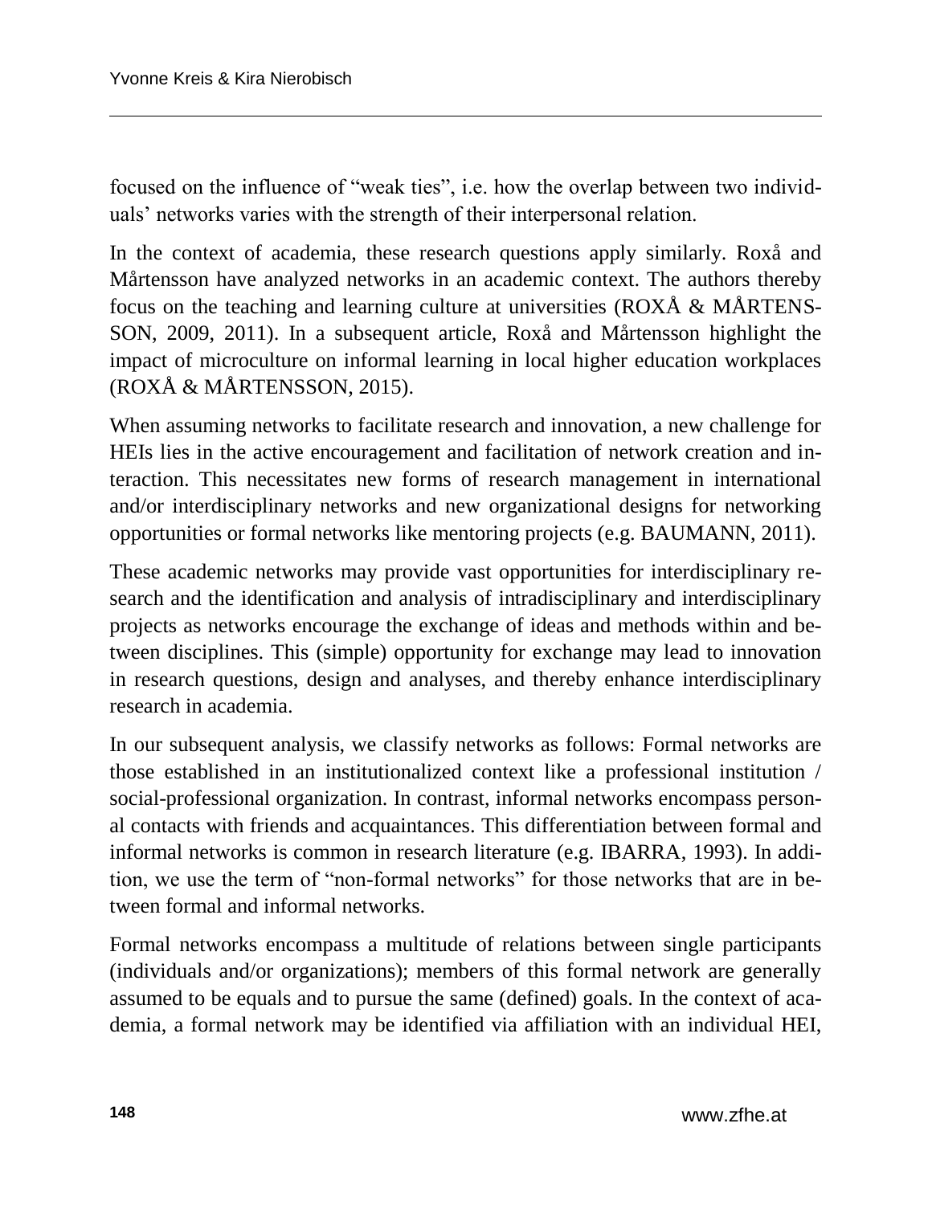focused on the influence of "weak ties", i.e. how the overlap between two individuals' networks varies with the strength of their interpersonal relation.

In the context of academia, these research questions apply similarly. Roxå and Mårtensson have analyzed networks in an academic context. The authors thereby focus on the teaching and learning culture at universities (ROXÅ & MÅRTENSSON, 2009, 2011). In a subsequent article, Roxå and Mårtensson highlight the impact of microculture on informal learning in local higher education workplaces (ROXÅ & MÅRTENSSON, 2015).

When assuming networks to facilitate research and innovation, a new challenge for HEIs lies in the active encouragement and facilitation of network creation and interaction. This necessitates new forms of research management in international and/or interdisciplinary networks and new organizational designs for networking opportunities or formal networks like mentoring projects (e.g. BAUMANN, 2011).

These academic networks may provide vast opportunities for interdisciplinary research and the identification and analysis of intradisciplinary and interdisciplinary projects as networks encourage the exchange of ideas and methods within and between disciplines. This (simple) opportunity for exchange may lead to innovation in research questions, design and analyses, and thereby enhance interdisciplinary research in academia.

In our subsequent analysis, we classify networks as follows: Formal networks are those established in an institutionalized context like a professional institution / social-professional organization. In contrast, informal networks encompass personal contacts with friends and acquaintances. This differentiation between formal and informal networks is common in research literature (e.g. IBARRA, 1993). In addition, we use the term of "non-formal networks" for those networks that are in between formal and informal networks.

Formal networks encompass a multitude of relations between single participants (individuals and/or organizations); members of this formal network are generally assumed to be equals and to pursue the same (defined) goals. In the context of academia, a formal network may be identified via affiliation with an individual HEI,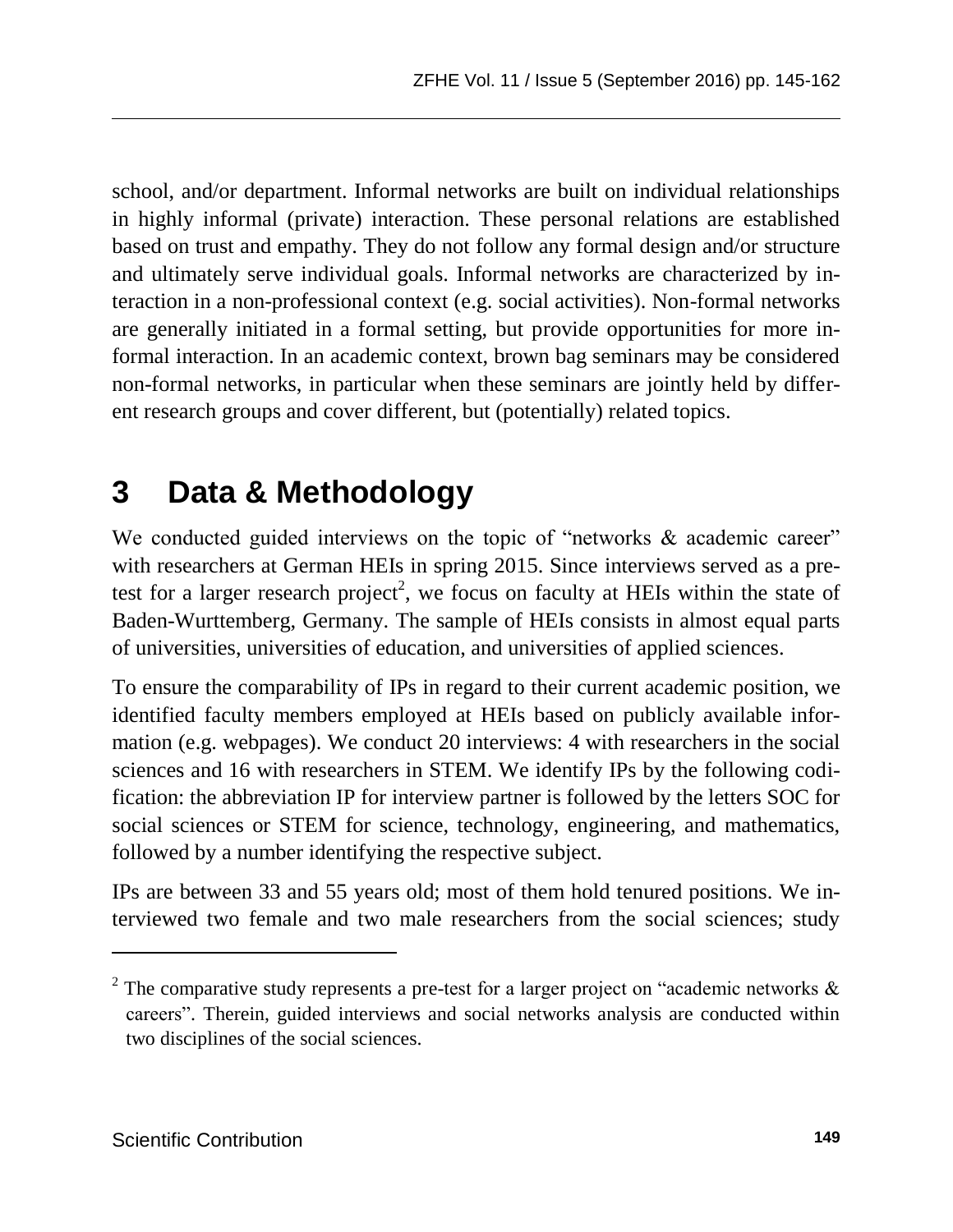school, and/or department. Informal networks are built on individual relationships in highly informal (private) interaction. These personal relations are established based on trust and empathy. They do not follow any formal design and/or structure and ultimately serve individual goals. Informal networks are characterized by interaction in a non-professional context (e.g. social activities). Non-formal networks are generally initiated in a formal setting, but provide opportunities for more informal interaction. In an academic context, brown bag seminars may be considered non-formal networks, in particular when these seminars are jointly held by different research groups and cover different, but (potentially) related topics.

## 3 Data & Methodology

We conducted guided interviews on the topic of "networks & academic career" with researchers at German HEIs in spring 2015. Since interviews served as a pretest for a larger research project[2], we focus on faculty at HEIs within the state of Baden-Wurttemberg, Germany. The sample of HEIs consists in almost equal parts of universities, universities of education, and universities of applied sciences.

To ensure the comparability of IPs in regard to their current academic position, we identified faculty members employed at HEIs based on publicly available information (e.g. webpages). We conduct 20 interviews: 4 with researchers in the social sciences and 16 with researchers in STEM. We identify IPs by the following codification: the abbreviation IP for interview partner is followed by the letters SOC for social sciences or STEM for science, technology, engineering, and mathematics, followed by a number identifying the respective subject.

IPs are between 33 and 55 years old; most of them hold tenured positions. We interviewed two female and two male researchers from the social sciences; study

[2] The comparative study represents a pre-test for a larger project on "academic networks & careers". Therein, guided interviews and social networks analysis are conducted within two disciplines of the social sciences.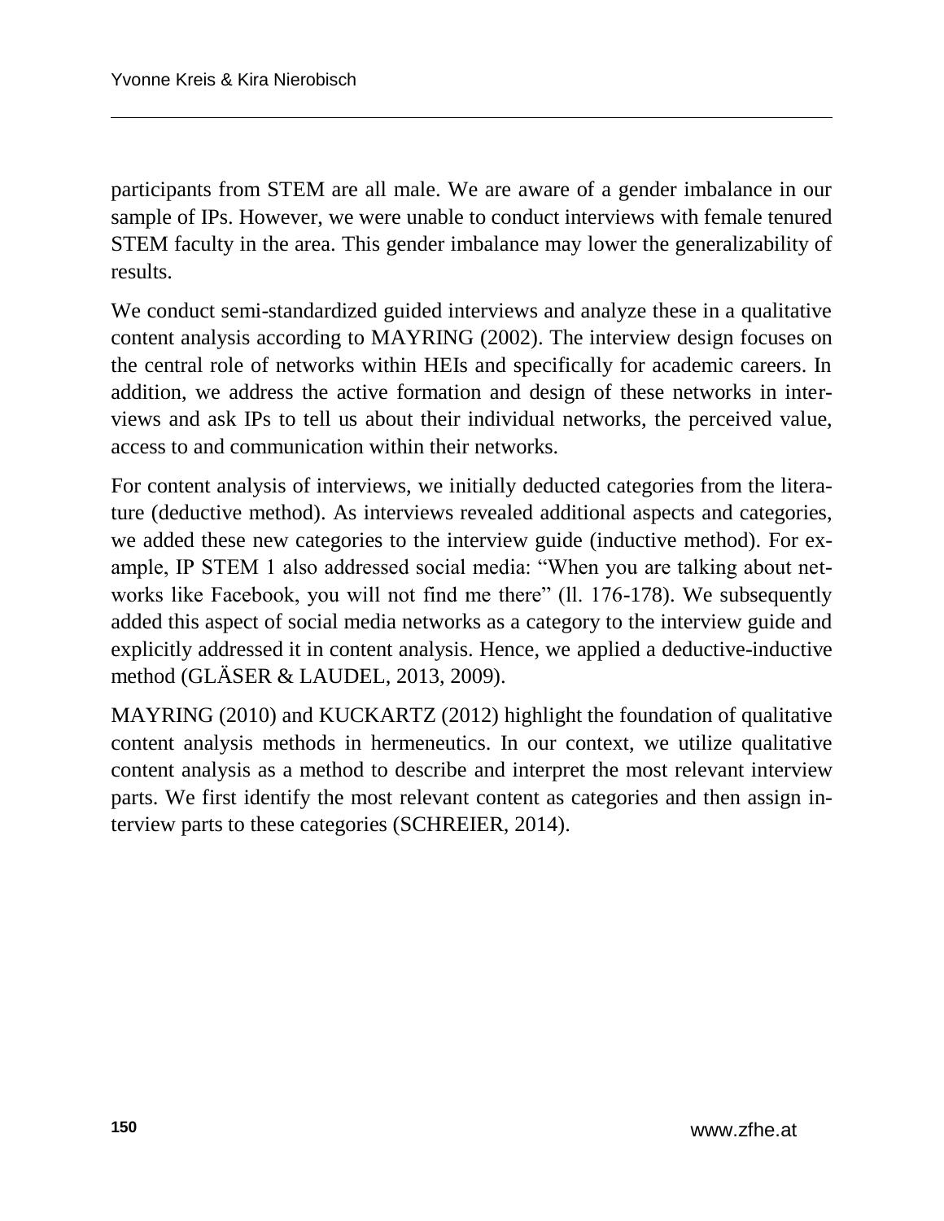participants from STEM are all male. We are aware of a gender imbalance in our sample of IPs. However, we were unable to conduct interviews with female tenured STEM faculty in the area. This gender imbalance may lower the generalizability of results.

We conduct semi-standardized guided interviews and analyze these in a qualitative content analysis according to MAYRING (2002). The interview design focuses on the central role of networks within HEIs and specifically for academic careers. In addition, we address the active formation and design of these networks in interviews and ask IPs to tell us about their individual networks, the perceived value, access to and communication within their networks.

For content analysis of interviews, we initially deducted categories from the literature (deductive method). As interviews revealed additional aspects and categories, we added these new categories to the interview guide (inductive method). For example, IP STEM 1 also addressed social media: "When you are talking about networks like Facebook, you will not find me there" (ll. 176-178). We subsequently added this aspect of social media networks as a category to the interview guide and explicitly addressed it in content analysis. Hence, we applied a deductive-inductive method (GLÄSER & LAUDEL, 2013, 2009).

MAYRING (2010) and KUCKARTZ (2012) highlight the foundation of qualitative content analysis methods in hermeneutics. In our context, we utilize qualitative content analysis as a method to describe and interpret the most relevant interview parts. We first identify the most relevant content as categories and then assign interview parts to these categories (SCHREIER, 2014).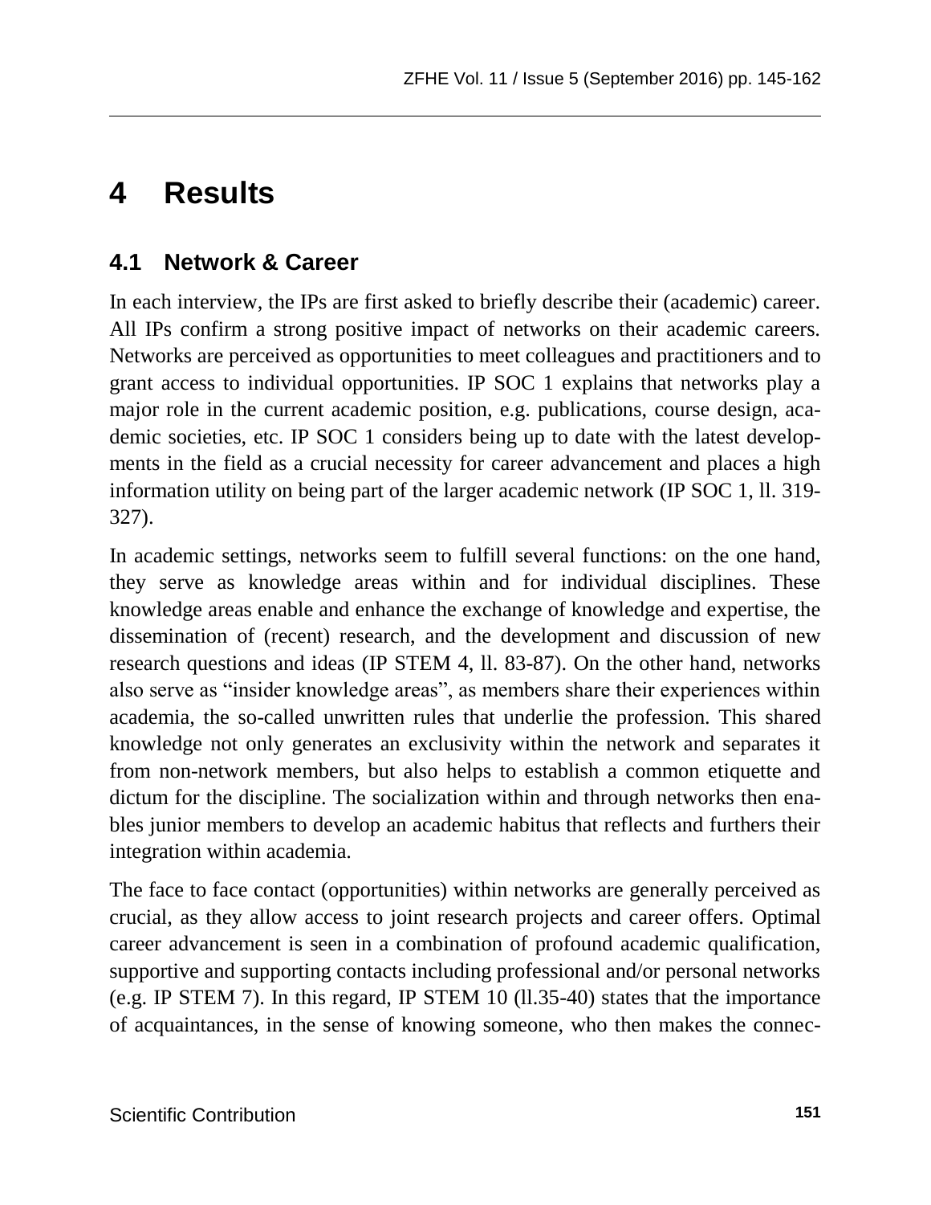# 4 Results

## 4.1 Network & Career

In each interview, the IPs are first asked to briefly describe their (academic) career. All IPs confirm a strong positive impact of networks on their academic careers. Networks are perceived as opportunities to meet colleagues and practitioners and to grant access to individual opportunities. IP SOC 1 explains that networks play a major role in the current academic position, e.g. publications, course design, academic societies, etc. IP SOC 1 considers being up to date with the latest developments in the field as a crucial necessity for career advancement and places a high information utility on being part of the larger academic network (IP SOC 1, ll. 319-327).

In academic settings, networks seem to fulfill several functions: on the one hand, they serve as knowledge areas within and for individual disciplines. These knowledge areas enable and enhance the exchange of knowledge and expertise, the dissemination of (recent) research, and the development and discussion of new research questions and ideas (IP STEM 4, ll. 83-87). On the other hand, networks also serve as "insider knowledge areas", as members share their experiences within academia, the so-called unwritten rules that underlie the profession. This shared knowledge not only generates an exclusivity within the network and separates it from non-network members, but also helps to establish a common etiquette and dictum for the discipline. The socialization within and through networks then enables junior members to develop an academic habitus that reflects and furthers their integration within academia.

The face to face contact (opportunities) within networks are generally perceived as crucial, as they allow access to joint research projects and career offers. Optimal career advancement is seen in a combination of profound academic qualification, supportive and supporting contacts including professional and/or personal networks (e.g. IP STEM 7). In this regard, IP STEM 10 (ll.35-40) states that the importance of acquaintances, in the sense of knowing someone, who then makes the connec-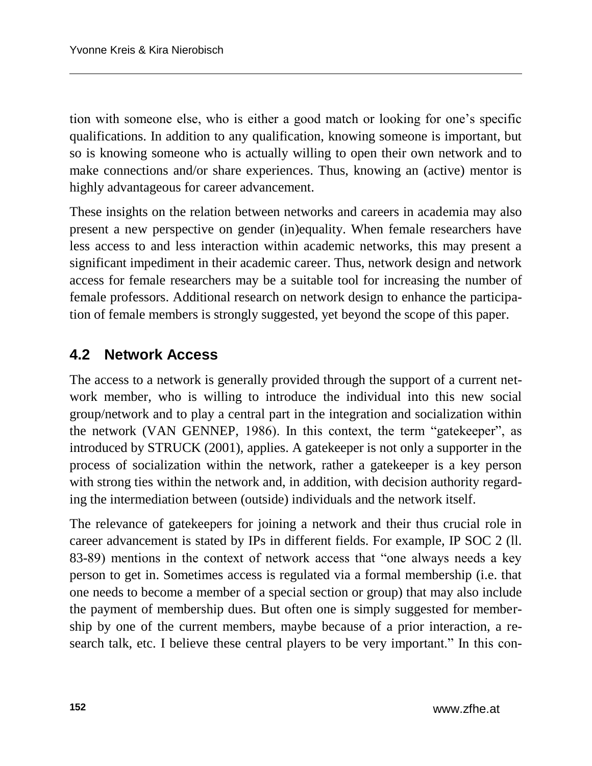tion with someone else, who is either a good match or looking for one's specific qualifications. In addition to any qualification, knowing someone is important, but so is knowing someone who is actually willing to open their own network and to make connections and/or share experiences. Thus, knowing an (active) mentor is highly advantageous for career advancement.

These insights on the relation between networks and careers in academia may also present a new perspective on gender (in)equality. When female researchers have less access to and less interaction within academic networks, this may present a significant impediment in their academic career. Thus, network design and network access for female researchers may be a suitable tool for increasing the number of female professors. Additional research on network design to enhance the participation of female members is strongly suggested, yet beyond the scope of this paper.

## 4.2 Network Access

The access to a network is generally provided through the support of a current network member, who is willing to introduce the individual into this new social group/network and to play a central part in the integration and socialization within the network (VAN GENNEP, 1986). In this context, the term "gatekeeper", as introduced by STRUCK (2001), applies. A gatekeeper is not only a supporter in the process of socialization within the network, rather a gatekeeper is a key person with strong ties within the network and, in addition, with decision authority regarding the intermediation between (outside) individuals and the network itself.

The relevance of gatekeepers for joining a network and their thus crucial role in career advancement is stated by IPs in different fields. For example, IP SOC 2 (ll. 83-89) mentions in the context of network access that "one always needs a key person to get in. Sometimes access is regulated via a formal membership (i.e. that one needs to become a member of a special section or group) that may also include the payment of membership dues. But often one is simply suggested for membership by one of the current members, maybe because of a prior interaction, a research talk, etc. I believe these central players to be very important." In this con-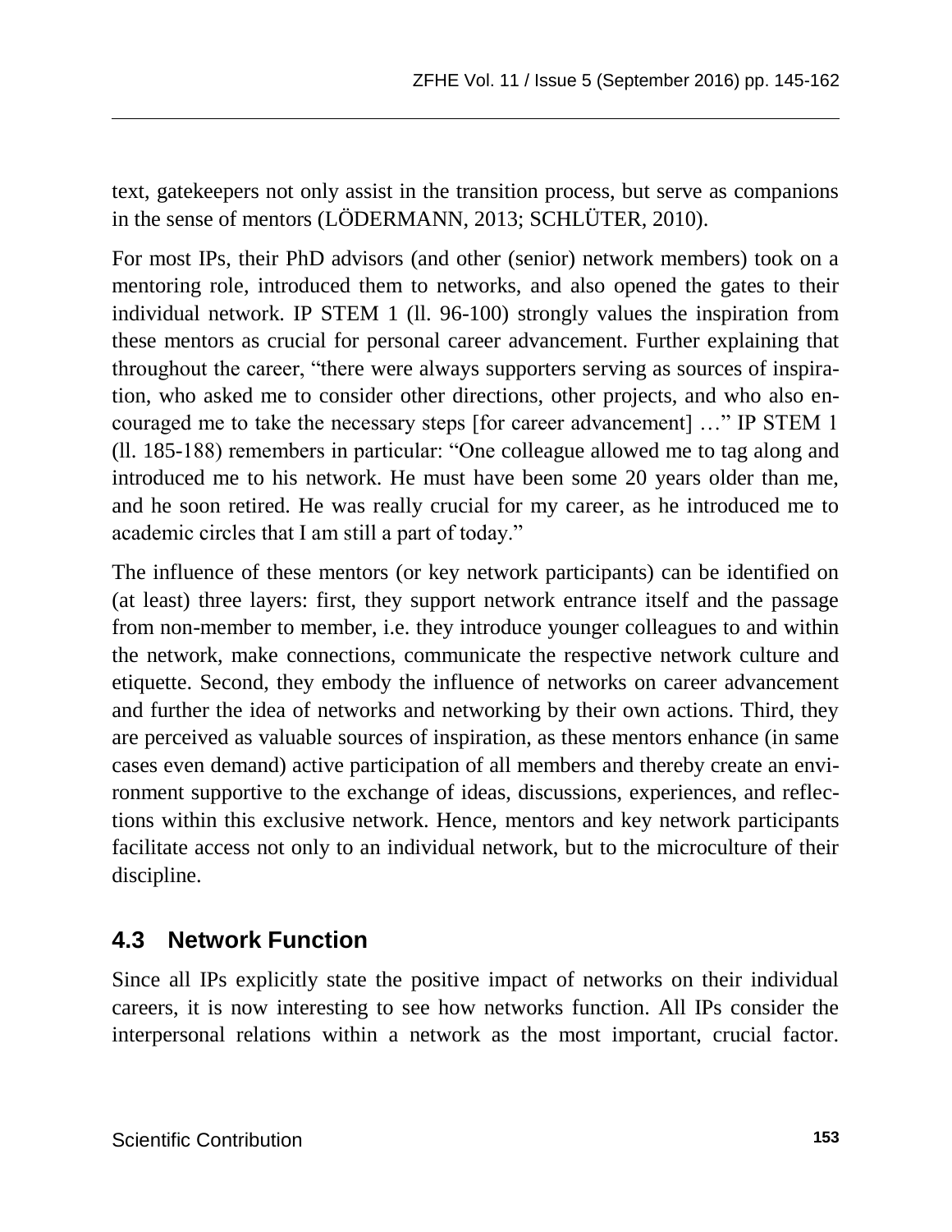text, gatekeepers not only assist in the transition process, but serve as companions in the sense of mentors (LÖDERMANN, 2013; SCHLÜTER, 2010).

For most IPs, their PhD advisors (and other (senior) network members) took on a mentoring role, introduced them to networks, and also opened the gates to their individual network. IP STEM 1 (ll. 96-100) strongly values the inspiration from these mentors as crucial for personal career advancement. Further explaining that throughout the career, "there were always supporters serving as sources of inspiration, who asked me to consider other directions, other projects, and who also encouraged me to take the necessary steps [for career advancement] …" IP STEM 1 (ll. 185-188) remembers in particular: "One colleague allowed me to tag along and introduced me to his network. He must have been some 20 years older than me, and he soon retired. He was really crucial for my career, as he introduced me to academic circles that I am still a part of today."

The influence of these mentors (or key network participants) can be identified on (at least) three layers: first, they support network entrance itself and the passage from non-member to member, i.e. they introduce younger colleagues to and within the network, make connections, communicate the respective network culture and etiquette. Second, they embody the influence of networks on career advancement and further the idea of networks and networking by their own actions. Third, they are perceived as valuable sources of inspiration, as these mentors enhance (in same cases even demand) active participation of all members and thereby create an environment supportive to the exchange of ideas, discussions, experiences, and reflections within this exclusive network. Hence, mentors and key network participants facilitate access not only to an individual network, but to the microculture of their discipline.

## 4.3 Network Function

Since all IPs explicitly state the positive impact of networks on their individual careers, it is now interesting to see how networks function. All IPs consider the interpersonal relations within a network as the most important, crucial factor.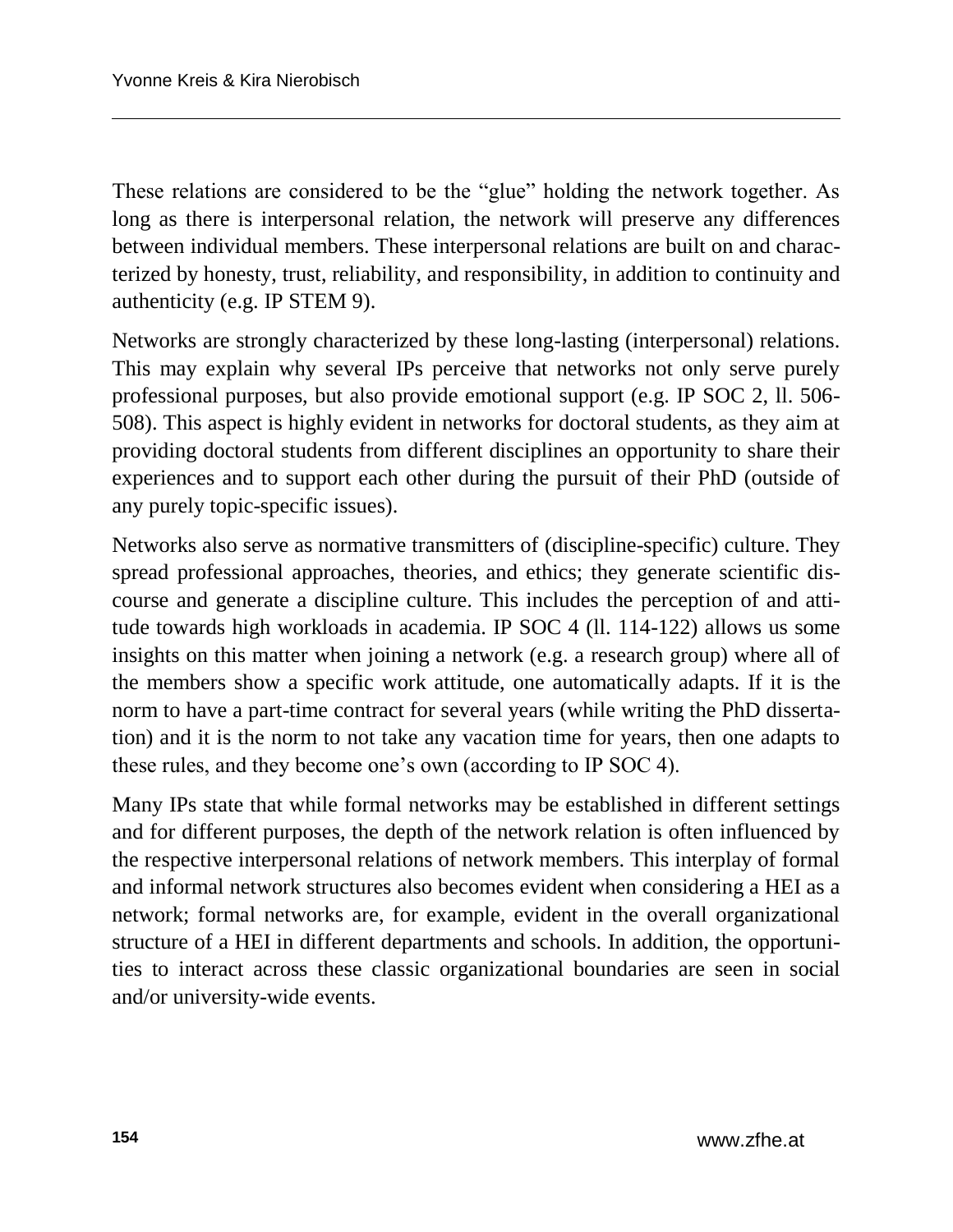These relations are considered to be the "glue" holding the network together. As long as there is interpersonal relation, the network will preserve any differences between individual members. These interpersonal relations are built on and characterized by honesty, trust, reliability, and responsibility, in addition to continuity and authenticity (e.g. IP STEM 9).

Networks are strongly characterized by these long-lasting (interpersonal) relations. This may explain why several IPs perceive that networks not only serve purely professional purposes, but also provide emotional support (e.g. IP SOC 2, ll. 506-508). This aspect is highly evident in networks for doctoral students, as they aim at providing doctoral students from different disciplines an opportunity to share their experiences and to support each other during the pursuit of their PhD (outside of any purely topic-specific issues).

Networks also serve as normative transmitters of (discipline-specific) culture. They spread professional approaches, theories, and ethics; they generate scientific discourse and generate a discipline culture. This includes the perception of and attitude towards high workloads in academia. IP SOC 4 (ll. 114-122) allows us some insights on this matter when joining a network (e.g. a research group) where all of the members show a specific work attitude, one automatically adapts. If it is the norm to have a part-time contract for several years (while writing the PhD dissertation) and it is the norm to not take any vacation time for years, then one adapts to these rules, and they become one's own (according to IP SOC 4).

Many IPs state that while formal networks may be established in different settings and for different purposes, the depth of the network relation is often influenced by the respective interpersonal relations of network members. This interplay of formal and informal network structures also becomes evident when considering a HEI as a network; formal networks are, for example, evident in the overall organizational structure of a HEI in different departments and schools. In addition, the opportunities to interact across these classic organizational boundaries are seen in social and/or university-wide events.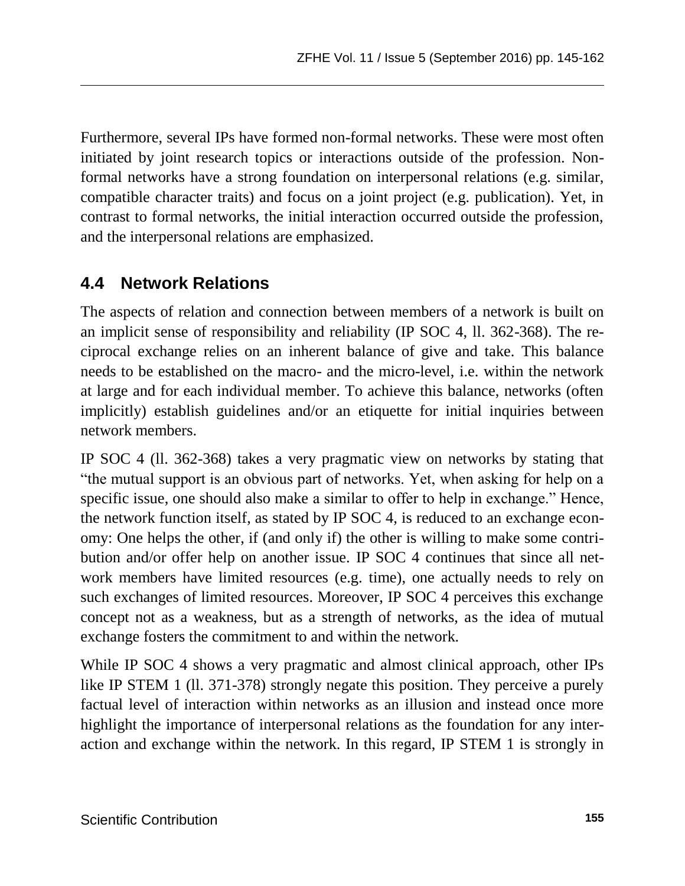Furthermore, several IPs have formed non-formal networks. These were most often initiated by joint research topics or interactions outside of the profession. Non-formal networks have a strong foundation on interpersonal relations (e.g. similar, compatible character traits) and focus on a joint project (e.g. publication). Yet, in contrast to formal networks, the initial interaction occurred outside the profession, and the interpersonal relations are emphasized.

## 4.4 Network Relations

The aspects of relation and connection between members of a network is built on an implicit sense of responsibility and reliability (IP SOC 4, ll. 362-368). The reciprocal exchange relies on an inherent balance of give and take. This balance needs to be established on the macro- and the micro-level, i.e. within the network at large and for each individual member. To achieve this balance, networks (often implicitly) establish guidelines and/or an etiquette for initial inquiries between network members.

IP SOC 4 (ll. 362-368) takes a very pragmatic view on networks by stating that "the mutual support is an obvious part of networks. Yet, when asking for help on a specific issue, one should also make a similar to offer to help in exchange." Hence, the network function itself, as stated by IP SOC 4, is reduced to an exchange economy: One helps the other, if (and only if) the other is willing to make some contribution and/or offer help on another issue. IP SOC 4 continues that since all network members have limited resources (e.g. time), one actually needs to rely on such exchanges of limited resources. Moreover, IP SOC 4 perceives this exchange concept not as a weakness, but as a strength of networks, as the idea of mutual exchange fosters the commitment to and within the network.

While IP SOC 4 shows a very pragmatic and almost clinical approach, other IPs like IP STEM 1 (ll. 371-378) strongly negate this position. They perceive a purely factual level of interaction within networks as an illusion and instead once more highlight the importance of interpersonal relations as the foundation for any interaction and exchange within the network. In this regard, IP STEM 1 is strongly in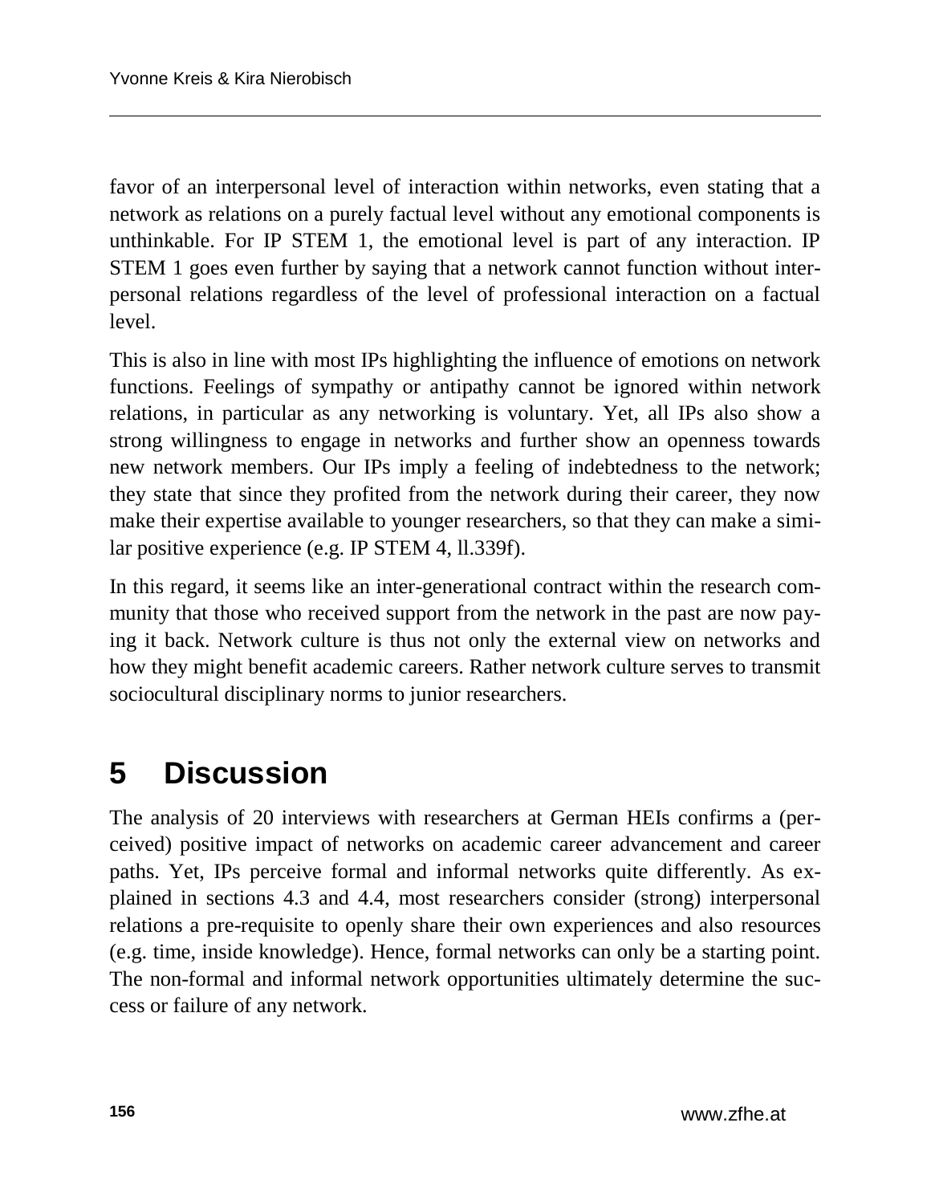favor of an interpersonal level of interaction within networks, even stating that a network as relations on a purely factual level without any emotional components is unthinkable. For IP STEM 1, the emotional level is part of any interaction. IP STEM 1 goes even further by saying that a network cannot function without interpersonal relations regardless of the level of professional interaction on a factual level.

This is also in line with most IPs highlighting the influence of emotions on network functions. Feelings of sympathy or antipathy cannot be ignored within network relations, in particular as any networking is voluntary. Yet, all IPs also show a strong willingness to engage in networks and further show an openness towards new network members. Our IPs imply a feeling of indebtedness to the network; they state that since they profited from the network during their career, they now make their expertise available to younger researchers, so that they can make a similar positive experience (e.g. IP STEM 4, ll.339f).

In this regard, it seems like an inter-generational contract within the research community that those who received support from the network in the past are now paying it back. Network culture is thus not only the external view on networks and how they might benefit academic careers. Rather network culture serves to transmit sociocultural disciplinary norms to junior researchers.

# 5 Discussion

The analysis of 20 interviews with researchers at German HEIs confirms a (perceived) positive impact of networks on academic career advancement and career paths. Yet, IPs perceive formal and informal networks quite differently. As explained in sections 4.3 and 4.4, most researchers consider (strong) interpersonal relations a pre-requisite to openly share their own experiences and also resources (e.g. time, inside knowledge). Hence, formal networks can only be a starting point. The non-formal and informal network opportunities ultimately determine the success or failure of any network.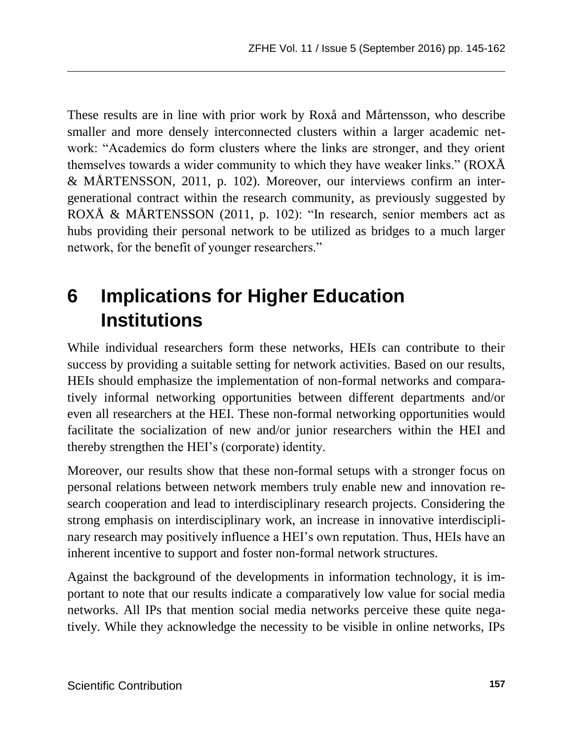These results are in line with prior work by Roxå and Mårtensson, who describe smaller and more densely interconnected clusters within a larger academic network: "Academics do form clusters where the links are stronger, and they orient themselves towards a wider community to which they have weaker links." (ROXÅ & MÅRTENSSON, 2011, p. 102). Moreover, our interviews confirm an intergenerational contract within the research community, as previously suggested by ROXÅ & MÅRTENSSON (2011, p. 102): "In research, senior members act as hubs providing their personal network to be utilized as bridges to a much larger network, for the benefit of younger researchers."

# 6 Implications for Higher Education Institutions

While individual researchers form these networks, HEIs can contribute to their success by providing a suitable setting for network activities. Based on our results, HEIs should emphasize the implementation of non-formal networks and comparatively informal networking opportunities between different departments and/or even all researchers at the HEI. These non-formal networking opportunities would facilitate the socialization of new and/or junior researchers within the HEI and thereby strengthen the HEI's (corporate) identity.

Moreover, our results show that these non-formal setups with a stronger focus on personal relations between network members truly enable new and innovation research cooperation and lead to interdisciplinary research projects. Considering the strong emphasis on interdisciplinary work, an increase in innovative interdisciplinary research may positively influence a HEI's own reputation. Thus, HEIs have an inherent incentive to support and foster non-formal network structures.

Against the background of the developments in information technology, it is important to note that our results indicate a comparatively low value for social media networks. All IPs that mention social media networks perceive these quite negatively. While they acknowledge the necessity to be visible in online networks, IPs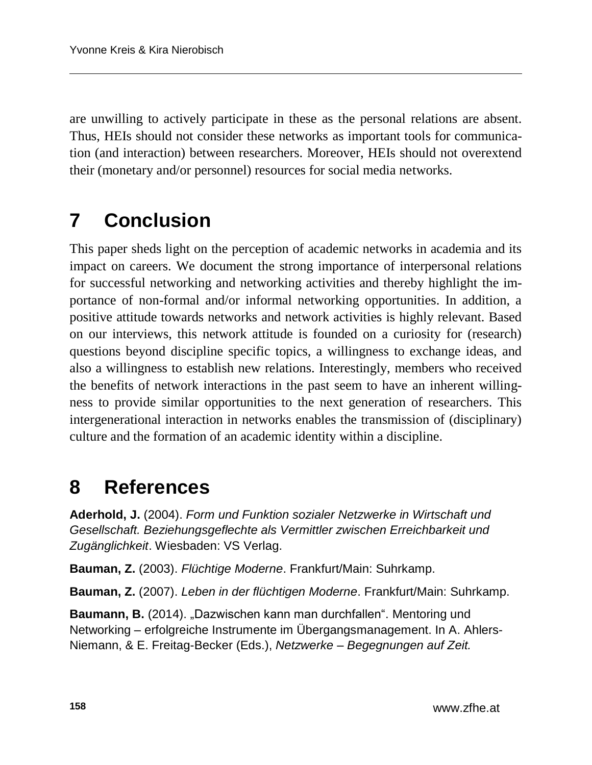are unwilling to actively participate in these as the personal relations are absent. Thus, HEIs should not consider these networks as important tools for communication (and interaction) between researchers. Moreover, HEIs should not overextend their (monetary and/or personnel) resources for social media networks.

# 7 Conclusion

This paper sheds light on the perception of academic networks in academia and its impact on careers. We document the strong importance of interpersonal relations for successful networking and networking activities and thereby highlight the importance of non-formal and/or informal networking opportunities. In addition, a positive attitude towards networks and network activities is highly relevant. Based on our interviews, this network attitude is founded on a curiosity for (research) questions beyond discipline specific topics, a willingness to exchange ideas, and also a willingness to establish new relations. Interestingly, members who received the benefits of network interactions in the past seem to have an inherent willingness to provide similar opportunities to the next generation of researchers. This intergenerational interaction in networks enables the transmission of (disciplinary) culture and the formation of an academic identity within a discipline.

# 8 References

**Aderhold, J.** (2004). *Form und Funktion sozialer Netzwerke in Wirtschaft und Gesellschaft. Beziehungsgeflechte als Vermittler zwischen Erreichbarkeit und Zugänglichkeit*. Wiesbaden: VS Verlag.

**Bauman, Z.** (2003). *Flüchtige Moderne*. Frankfurt/Main: Suhrkamp.

**Bauman, Z.** (2007). *Leben in der flüchtigen Moderne*. Frankfurt/Main: Suhrkamp.

**Baumann, B.** (2014). „Dazwischen kann man durchfallen". Mentoring und Networking – erfolgreiche Instrumente im Übergangsmanagement. In A. Ahlers-Niemann, & E. Freitag-Becker (Eds.), *Netzwerke – Begegnungen auf Zeit.*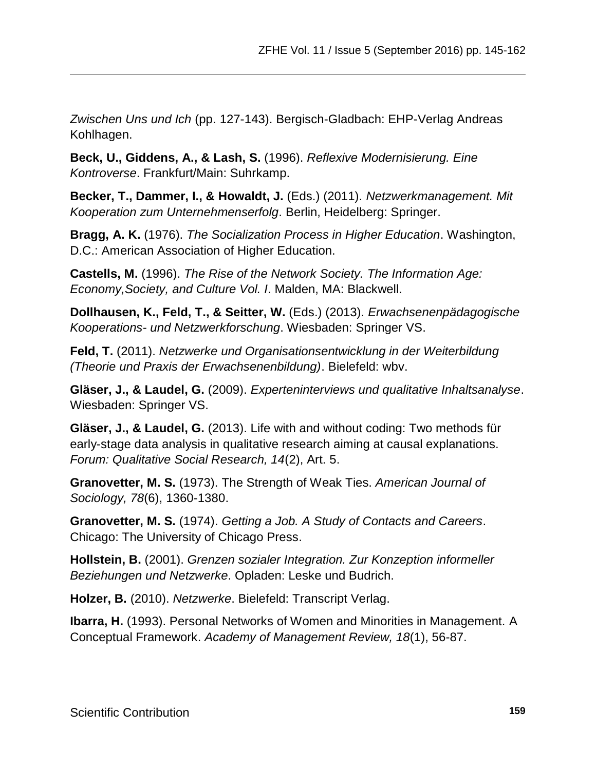*Zwischen Uns und Ich* (pp. 127-143). Bergisch-Gladbach: EHP-Verlag Andreas Kohlhagen.

**Beck, U., Giddens, A., & Lash, S.** (1996). *Reflexive Modernisierung. Eine Kontroverse*. Frankfurt/Main: Suhrkamp.

**Becker, T., Dammer, I., & Howaldt, J.** (Eds.) (2011). *Netzwerkmanagement. Mit Kooperation zum Unternehmenserfolg*. Berlin, Heidelberg: Springer.

**Bragg, A. K.** (1976). *The Socialization Process in Higher Education*. Washington, D.C.: American Association of Higher Education.

**Castells, M.** (1996). *The Rise of the Network Society. The Information Age: Economy,Society, and Culture Vol. I*. Malden, MA: Blackwell.

**Dollhausen, K., Feld, T., & Seitter, W.** (Eds.) (2013). *Erwachsenenpädagogische Kooperations- und Netzwerkforschung*. Wiesbaden: Springer VS.

**Feld, T.** (2011). *Netzwerke und Organisationsentwicklung in der Weiterbildung (Theorie und Praxis der Erwachsenenbildung)*. Bielefeld: wbv.

**Gläser, J., & Laudel, G.** (2009). *Experteninterviews und qualitative Inhaltsanalyse*. Wiesbaden: Springer VS.

**Gläser, J., & Laudel, G.** (2013). Life with and without coding: Two methods für early-stage data analysis in qualitative research aiming at causal explanations. *Forum: Qualitative Social Research, 14*(2), Art. 5.

**Granovetter, M. S.** (1973). The Strength of Weak Ties. *American Journal of Sociology, 78*(6), 1360-1380.

**Granovetter, M. S.** (1974). *Getting a Job. A Study of Contacts and Careers*. Chicago: The University of Chicago Press.

**Hollstein, B.** (2001). *Grenzen sozialer Integration. Zur Konzeption informeller Beziehungen und Netzwerke*. Opladen: Leske und Budrich.

**Holzer, B.** (2010). *Netzwerke*. Bielefeld: Transcript Verlag.

**Ibarra, H.** (1993). Personal Networks of Women and Minorities in Management. A Conceptual Framework. *Academy of Management Review, 18*(1), 56-87.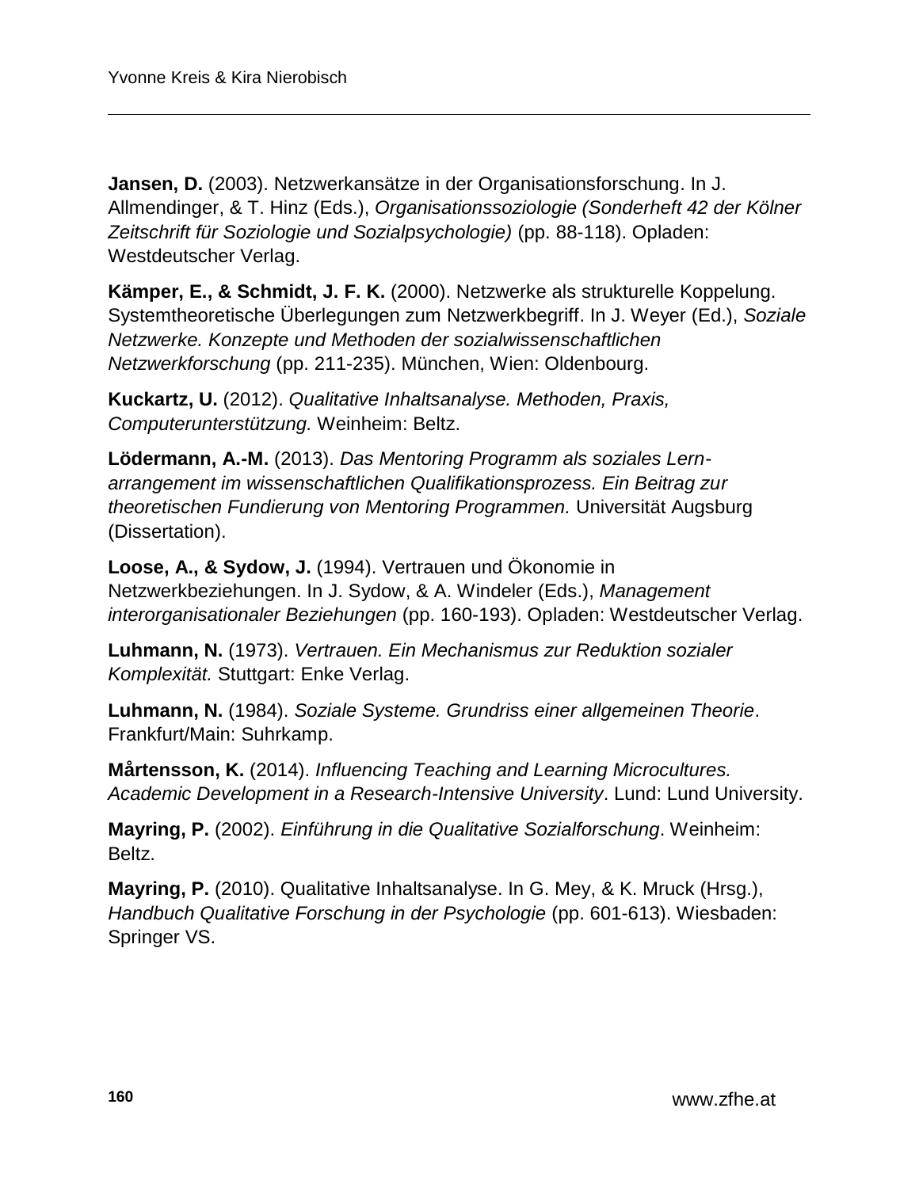**Jansen, D.** (2003). Netzwerkansätze in der Organisationsforschung. In J. Allmendinger, & T. Hinz (Eds.), *Organisationssoziologie (Sonderheft 42 der Kölner Zeitschrift für Soziologie und Sozialpsychologie)* (pp. 88-118). Opladen: Westdeutscher Verlag.

**Kämper, E., & Schmidt, J. F. K.** (2000). Netzwerke als strukturelle Koppelung. Systemtheoretische Überlegungen zum Netzwerkbegriff. In J. Weyer (Ed.), *Soziale Netzwerke. Konzepte und Methoden der sozialwissenschaftlichen Netzwerkforschung* (pp. 211-235). München, Wien: Oldenbourg.

**Kuckartz, U.** (2012). *Qualitative Inhaltsanalyse. Methoden, Praxis, Computerunterstützung.* Weinheim: Beltz.

**Lödermann, A.-M.** (2013). *Das Mentoring Programm als soziales Lern-arrangement im wissenschaftlichen Qualifikationsprozess. Ein Beitrag zur theoretischen Fundierung von Mentoring Programmen.* Universität Augsburg (Dissertation).

**Loose, A., & Sydow, J.** (1994). Vertrauen und Ökonomie in Netzwerkbeziehungen. In J. Sydow, & A. Windeler (Eds.), *Management interorganisationaler Beziehungen* (pp. 160-193). Opladen: Westdeutscher Verlag.

**Luhmann, N.** (1973). *Vertrauen. Ein Mechanismus zur Reduktion sozialer Komplexität.* Stuttgart: Enke Verlag.

**Luhmann, N.** (1984). *Soziale Systeme. Grundriss einer allgemeinen Theorie*. Frankfurt/Main: Suhrkamp.

**Mårtensson, K.** (2014). *Influencing Teaching and Learning Microcultures. Academic Development in a Research-Intensive University*. Lund: Lund University.

**Mayring, P.** (2002). *Einführung in die Qualitative Sozialforschung*. Weinheim: Beltz.

**Mayring, P.** (2010). Qualitative Inhaltsanalyse. In G. Mey, & K. Mruck (Hrsg.), *Handbuch Qualitative Forschung in der Psychologie* (pp. 601-613). Wiesbaden: Springer VS.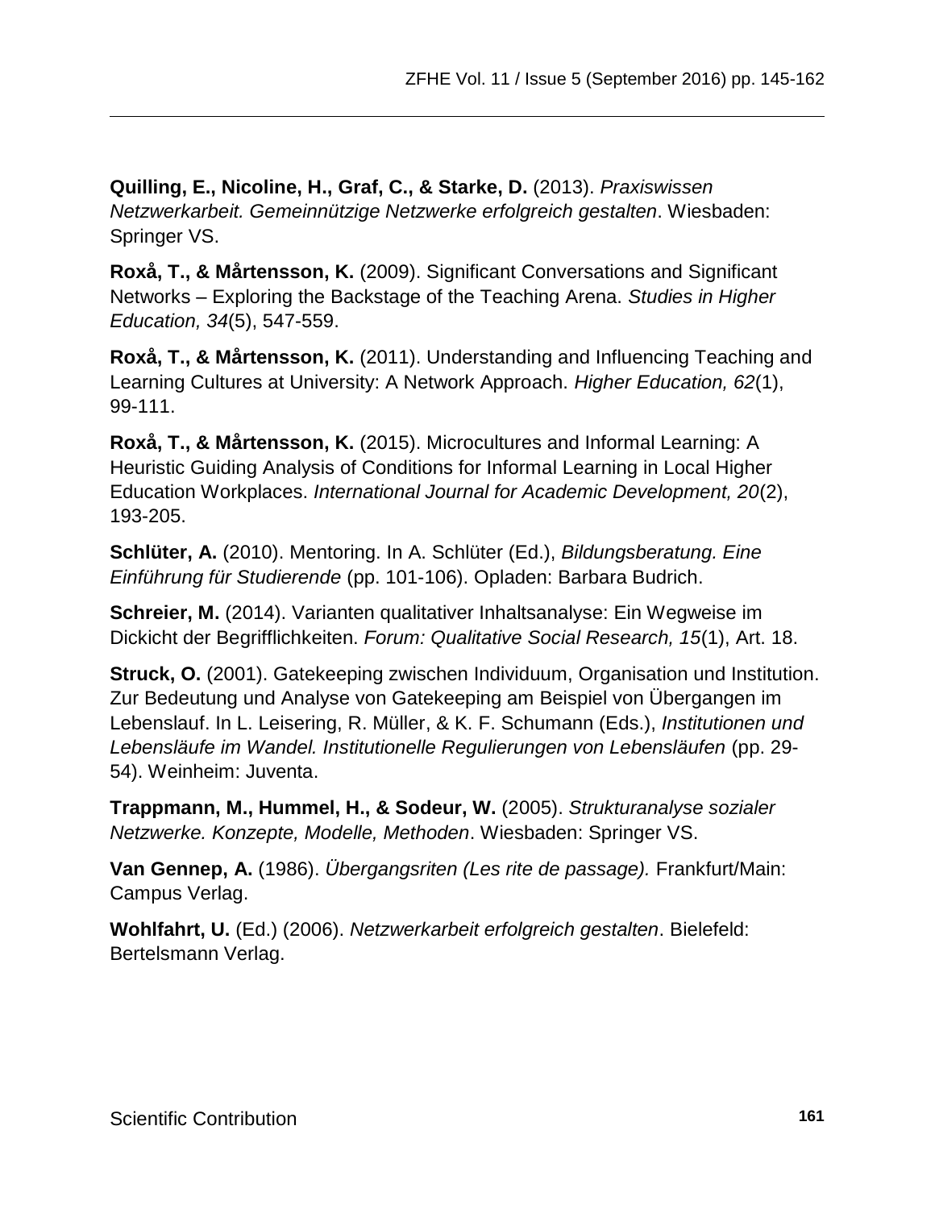**Quilling, E., Nicoline, H., Graf, C., & Starke, D.** (2013). *Praxiswissen Netzwerkarbeit. Gemeinnützige Netzwerke erfolgreich gestalten*. Wiesbaden: Springer VS.

**Roxå, T., & Mårtensson, K.** (2009). Significant Conversations and Significant Networks – Exploring the Backstage of the Teaching Arena. *Studies in Higher Education, 34*(5), 547-559.

**Roxå, T., & Mårtensson, K.** (2011). Understanding and Influencing Teaching and Learning Cultures at University: A Network Approach. *Higher Education, 62*(1), 99-111.

**Roxå, T., & Mårtensson, K.** (2015). Microcultures and Informal Learning: A Heuristic Guiding Analysis of Conditions for Informal Learning in Local Higher Education Workplaces. *International Journal for Academic Development, 20*(2), 193-205.

**Schlüter, A.** (2010). Mentoring. In A. Schlüter (Ed.), *Bildungsberatung. Eine Einführung für Studierende* (pp. 101-106). Opladen: Barbara Budrich.

**Schreier, M.** (2014). Varianten qualitativer Inhaltsanalyse: Ein Wegweise im Dickicht der Begrifflichkeiten. *Forum: Qualitative Social Research, 15*(1), Art. 18.

**Struck, O.** (2001). Gatekeeping zwischen Individuum, Organisation und Institution. Zur Bedeutung und Analyse von Gatekeeping am Beispiel von Übergangen im Lebenslauf. In L. Leisering, R. Müller, & K. F. Schumann (Eds.), *Institutionen und Lebensläufe im Wandel. Institutionelle Regulierungen von Lebensläufen* (pp. 29-54). Weinheim: Juventa.

**Trappmann, M., Hummel, H., & Sodeur, W.** (2005). *Strukturanalyse sozialer Netzwerke. Konzepte, Modelle, Methoden*. Wiesbaden: Springer VS.

**Van Gennep, A.** (1986). *Übergangsriten (Les rite de passage).* Frankfurt/Main: Campus Verlag.

**Wohlfahrt, U.** (Ed.) (2006). *Netzwerkarbeit erfolgreich gestalten*. Bielefeld: Bertelsmann Verlag.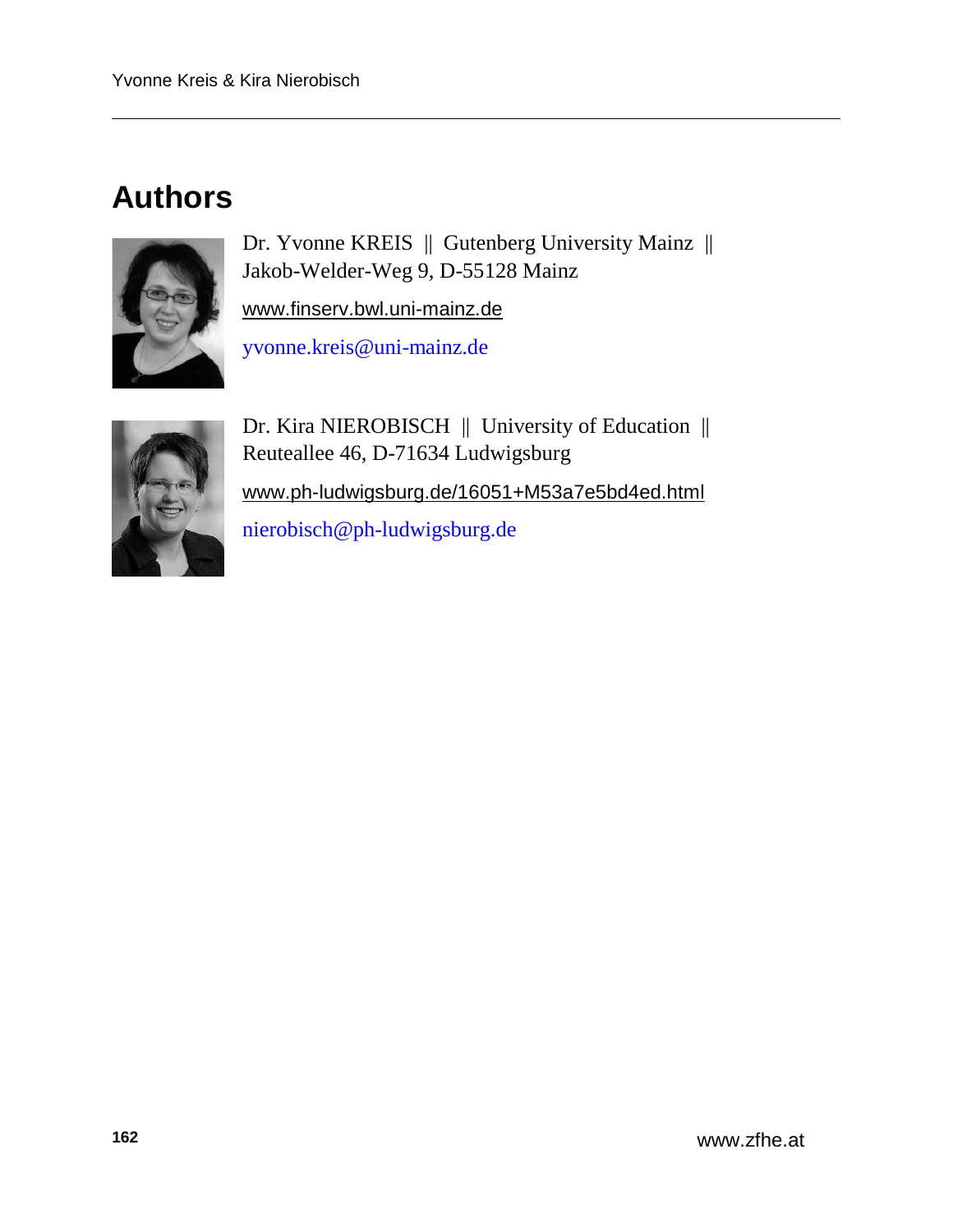## Authors

Dr. Yvonne KREIS || Gutenberg University Mainz || Jakob-Welder-Weg 9, D-55128 Mainz

www.finserv.bwl.uni-mainz.de

yvonne.kreis@uni-mainz.de

Dr. Kira NIEROBISCH || University of Education || Reuteallee 46, D-71634 Ludwigsburg

www.ph-ludwigsburg.de/16051+M53a7e5bd4ed.html

nierobisch@ph-ludwigsburg.de